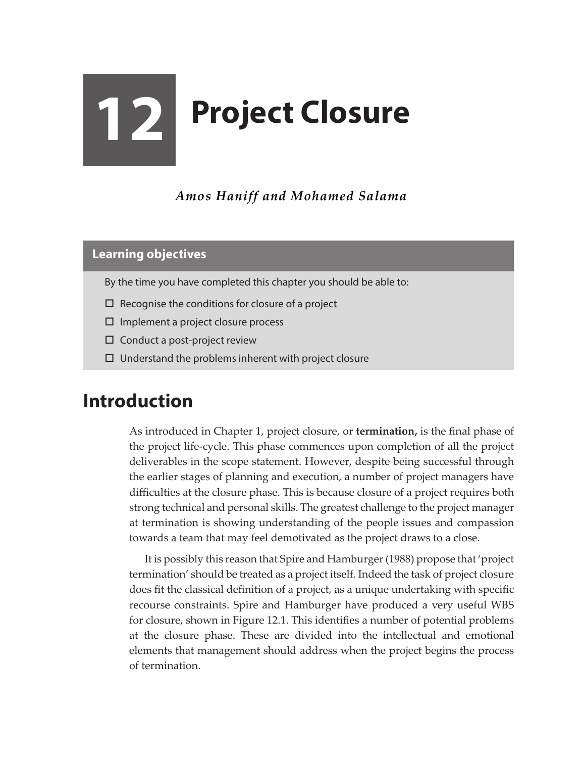# 12 Project Closure

***Amos Haniff and Mohamed Salama***

## Learning objectives

By the time you have completed this chapter you should be able to:

- ☐ Recognise the conditions for closure of a project
- ☐ Implement a project closure process
- ☐ Conduct a post-project review
- ☐ Understand the problems inherent with project closure

## Introduction

As introduced in Chapter 1, project closure, or **termination,** is the final phase of the project life-cycle. This phase commences upon completion of all the project deliverables in the scope statement. However, despite being successful through the earlier stages of planning and execution, a number of project managers have difficulties at the closure phase. This is because closure of a project requires both strong technical and personal skills. The greatest challenge to the project manager at termination is showing understanding of the people issues and compassion towards a team that may feel demotivated as the project draws to a close.

It is possibly this reason that Spire and Hamburger (1988) propose that 'project termination' should be treated as a project itself. Indeed the task of project closure does fit the classical definition of a project, as a unique undertaking with specific recourse constraints. Spire and Hamburger have produced a very useful WBS for closure, shown in Figure 12.1. This identifies a number of potential problems at the closure phase. These are divided into the intellectual and emotional elements that management should address when the project begins the process of termination.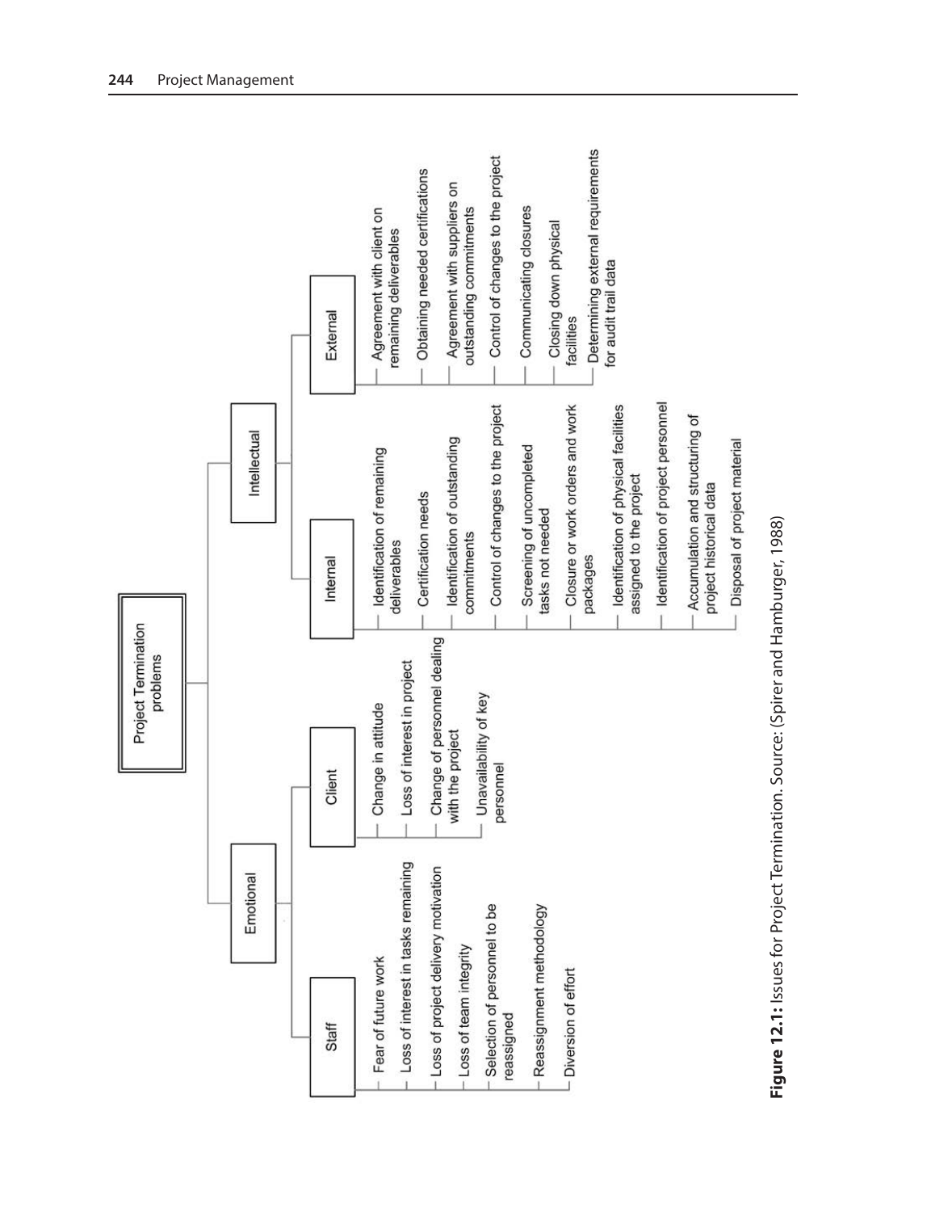**Project Termination problems**

- **Emotional**
  - **Staff**
    - Fear of future work
    - Loss of interest in tasks remaining
    - Loss of project delivery motivation
    - Loss of team integrity
    - Selection of personnel to be reassigned
    - Reassignment methodology
    - Diversion of effort
  - **Client**
    - Change in attitude
    - Loss of interest in project
    - Change of personnel dealing with the project
    - Unavailability of key personnel
- **Intellectual**
  - **Internal**
    - Identification of remaining deliverables
    - Certification needs
    - Identification of outstanding commitments
    - Control of changes to the project
    - Screening of uncompleted tasks not needed
    - Closure or work orders and work packages
    - Identification of physical facilities assigned to the project
    - Identification of project personnel
    - Accumulation and structuring of project historical data
    - Disposal of project material
  - **External**
    - Agreement with client on remaining deliverables
    - Obtaining needed certifications
    - Agreement with suppliers on outstanding commitments
    - Control of changes to the project
    - Communicating closures
    - Closing down physical facilities
    - Determining external requirements for audit trail data

**Figure 12.1:** Issues for Project Termination. Source: (Spirer and Hamburger, 1988)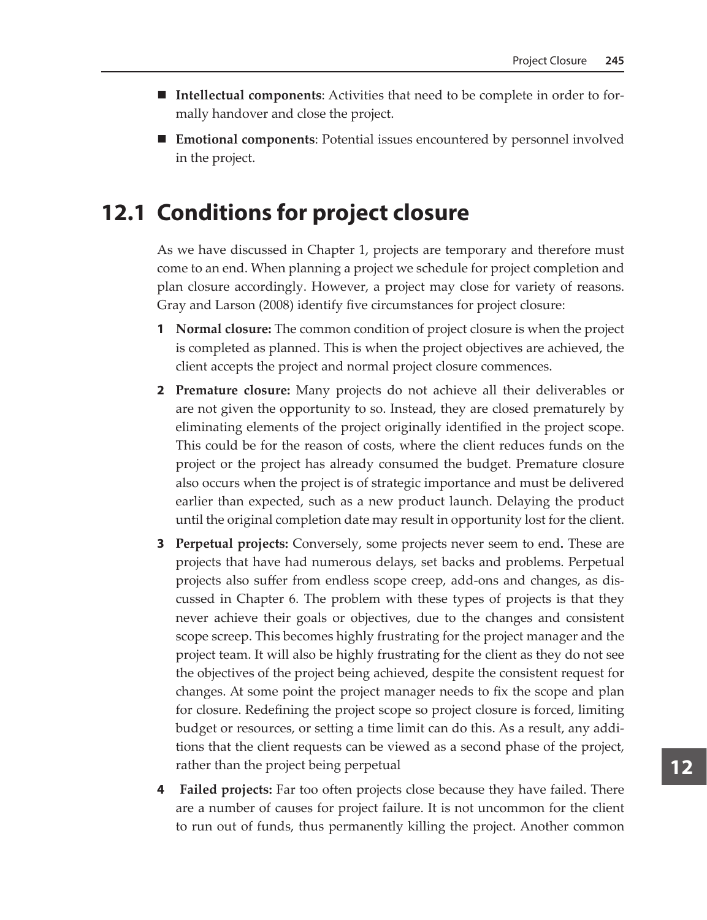- **Intellectual components**: Activities that need to be complete in order to formally handover and close the project.
- **Emotional components**: Potential issues encountered by personnel involved in the project.

## 12.1 Conditions for project closure

As we have discussed in Chapter 1, projects are temporary and therefore must come to an end. When planning a project we schedule for project completion and plan closure accordingly. However, a project may close for variety of reasons. Gray and Larson (2008) identify five circumstances for project closure:

1. **Normal closure:** The common condition of project closure is when the project is completed as planned. This is when the project objectives are achieved, the client accepts the project and normal project closure commences.
2. **Premature closure:** Many projects do not achieve all their deliverables or are not given the opportunity to so. Instead, they are closed prematurely by eliminating elements of the project originally identified in the project scope. This could be for the reason of costs, where the client reduces funds on the project or the project has already consumed the budget. Premature closure also occurs when the project is of strategic importance and must be delivered earlier than expected, such as a new product launch. Delaying the product until the original completion date may result in opportunity lost for the client.
3. **Perpetual projects:** Conversely, some projects never seem to end**.** These are projects that have had numerous delays, set backs and problems. Perpetual projects also suffer from endless scope creep, add-ons and changes, as discussed in Chapter 6. The problem with these types of projects is that they never achieve their goals or objectives, due to the changes and consistent scope screep. This becomes highly frustrating for the project manager and the project team. It will also be highly frustrating for the client as they do not see the objectives of the project being achieved, despite the consistent request for changes. At some point the project manager needs to fix the scope and plan for closure. Redefining the project scope so project closure is forced, limiting budget or resources, or setting a time limit can do this. As a result, any additions that the client requests can be viewed as a second phase of the project, rather than the project being perpetual
4. **Failed projects:** Far too often projects close because they have failed. There are a number of causes for project failure. It is not uncommon for the client to run out of funds, thus permanently killing the project. Another common